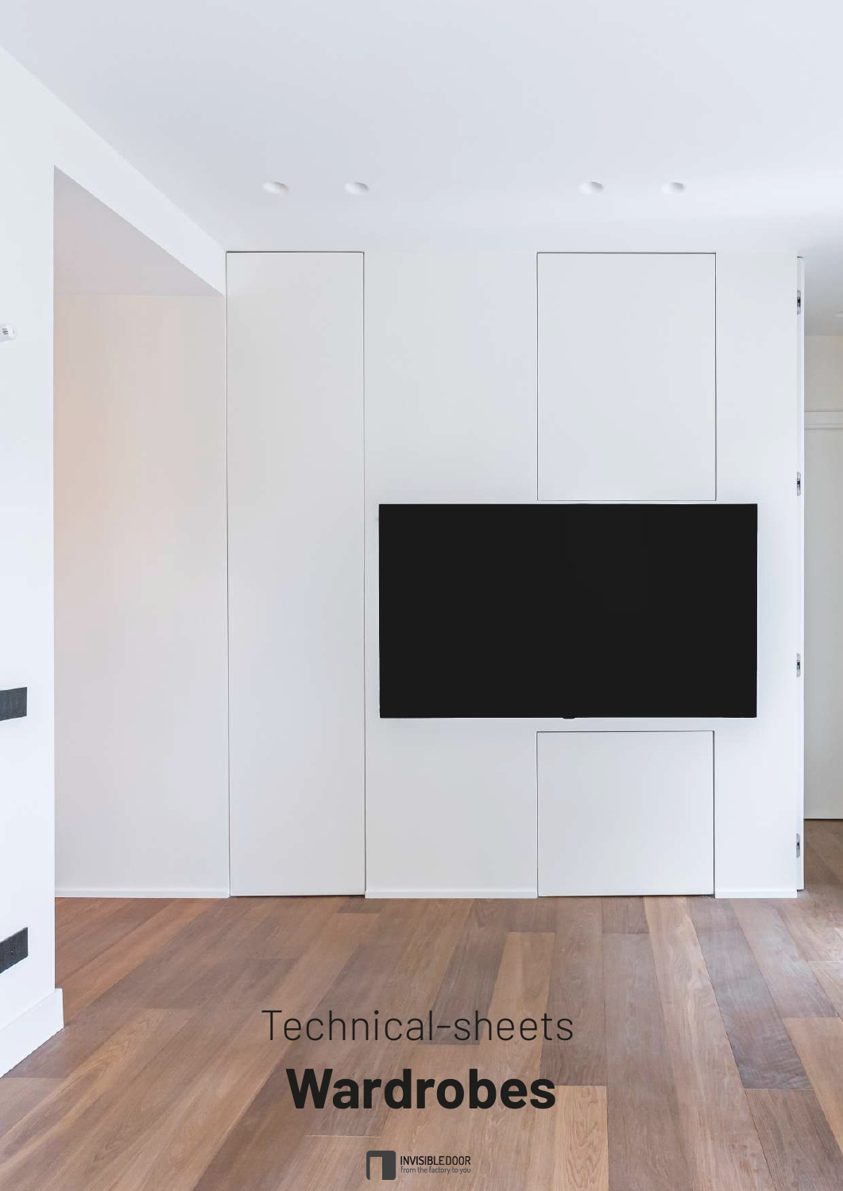Technical-sheets

# Wardrobes

INVISIBLEDOOR
from the factory to you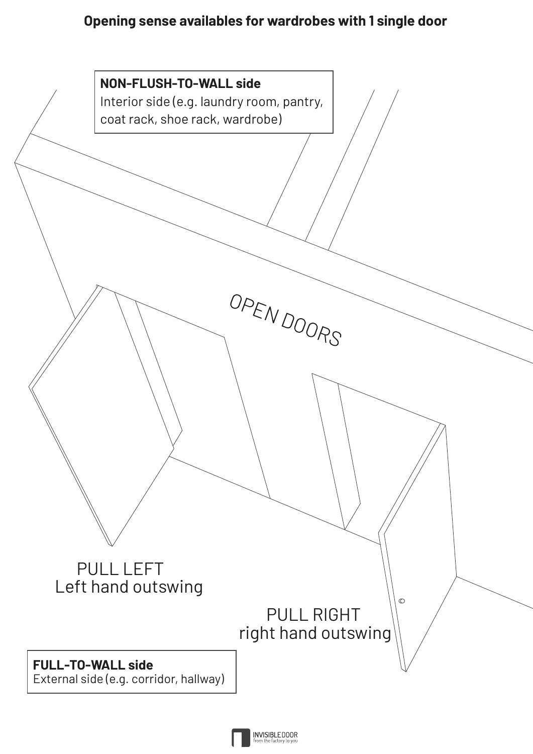**Opening sense availables for wardrobes with 1 single door**

**NON-FLUSH-TO-WALL side**
Interior side (e.g. laundry room, pantry, coat rack, shoe rack, wardrobe)

OPEN DOORS

PULL LEFT
Left hand outswing

PULL RIGHT
right hand outswing

**FULL-TO-WALL side**
External side (e.g. corridor, hallway)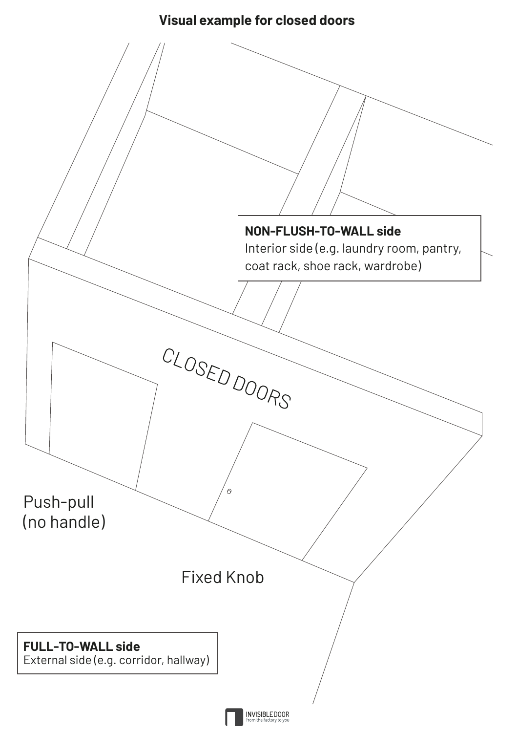## Visual example for closed doors

**NON-FLUSH-TO-WALL side**
Interior side (e.g. laundry room, pantry, coat rack, shoe rack, wardrobe)

CLOSED DOORS

Push-pull
(no handle)

Fixed Knob

**FULL-TO-WALL side**
External side (e.g. corridor, hallway)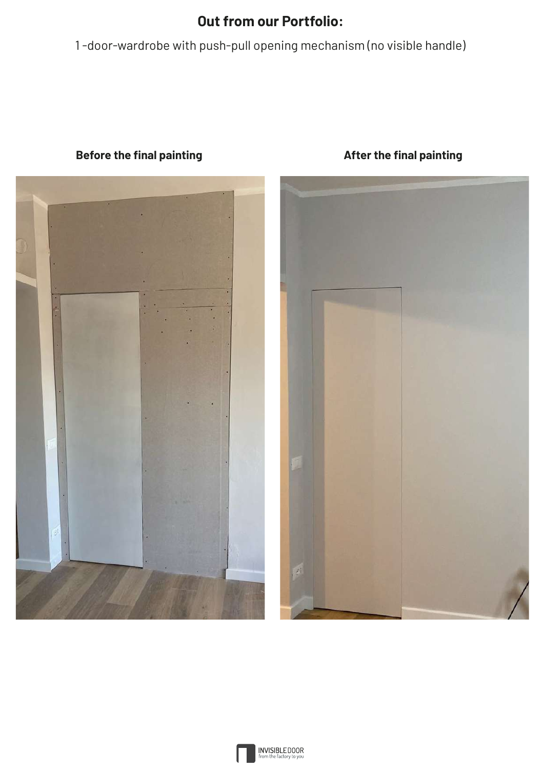## Out from our Portfolio:

1-door-wardrobe with push-pull opening mechanism (no visible handle)

**Before the final painting**

**After the final painting**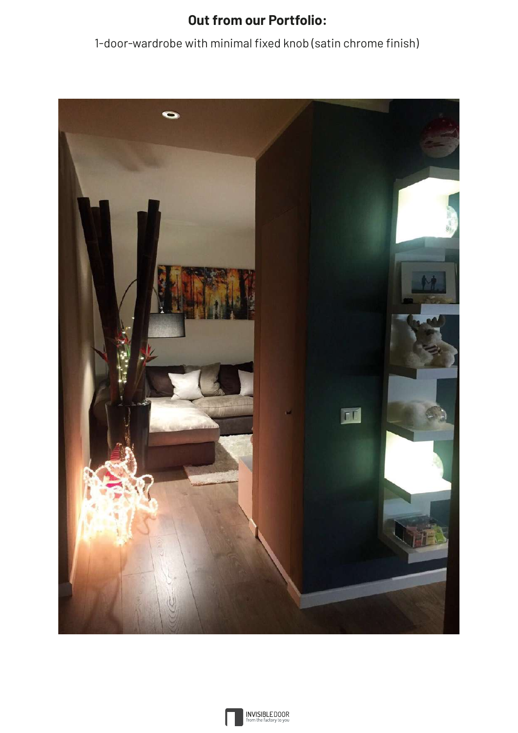**Out from our Portfolio:**

1-door-wardrobe with minimal fixed knob (satin chrome finish)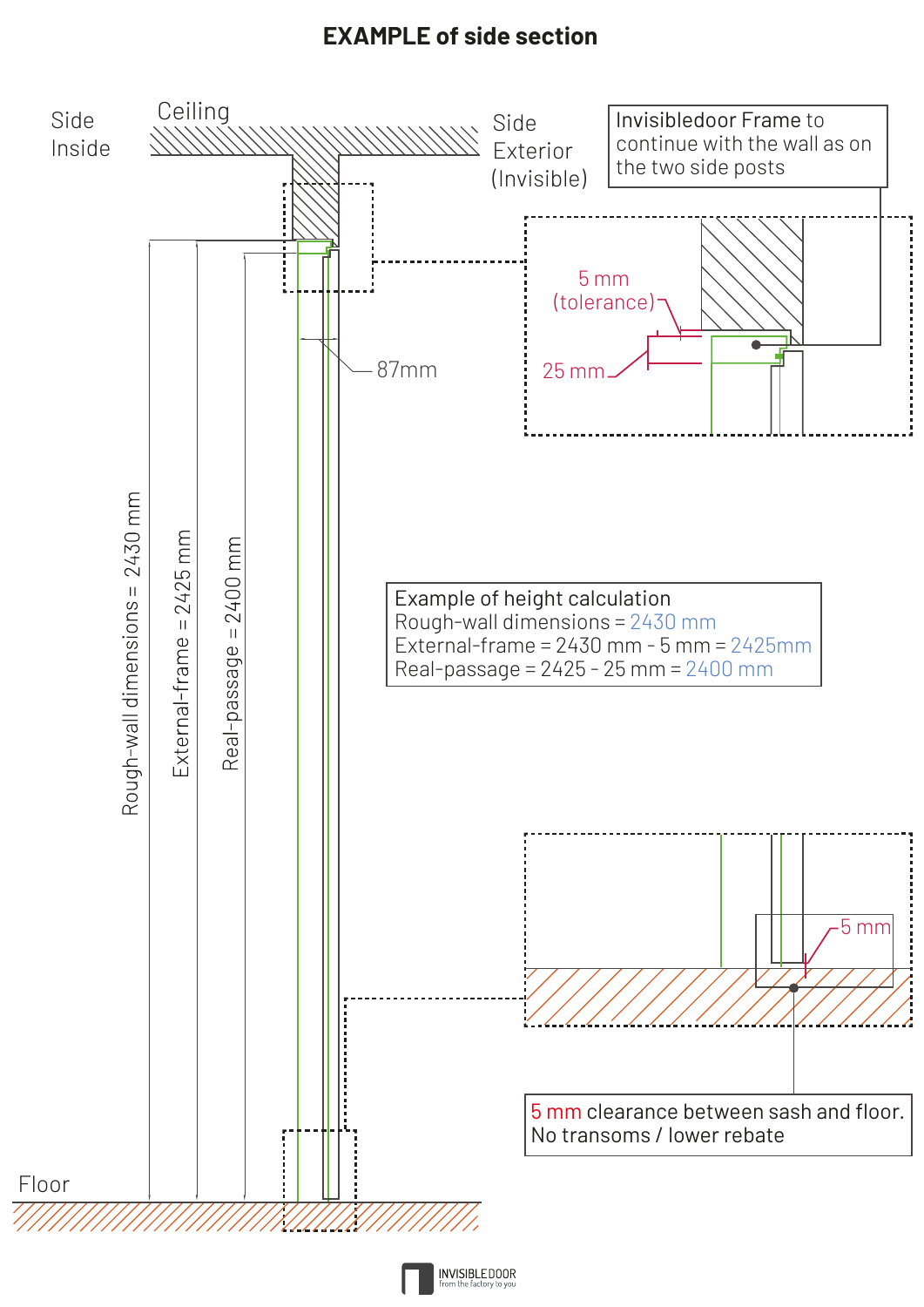# EXAMPLE of side section

Side Inside

Ceiling

Side Exterior (Invisible)

Invisibledoor Frame to continue with the wall as on the two side posts

5 mm (tolerance)

25 mm

87mm

Rough-wall dimensions = 2430 mm

External-frame = 2425 mm

Real-passage = 2400 mm

Example of height calculation
Rough-wall dimensions = 2430 mm
External-frame = 2430 mm - 5 mm = 2425mm
Real-passage = 2425 - 25 mm = 2400 mm

5 mm

5 mm clearance between sash and floor.
No transoms / lower rebate

Floor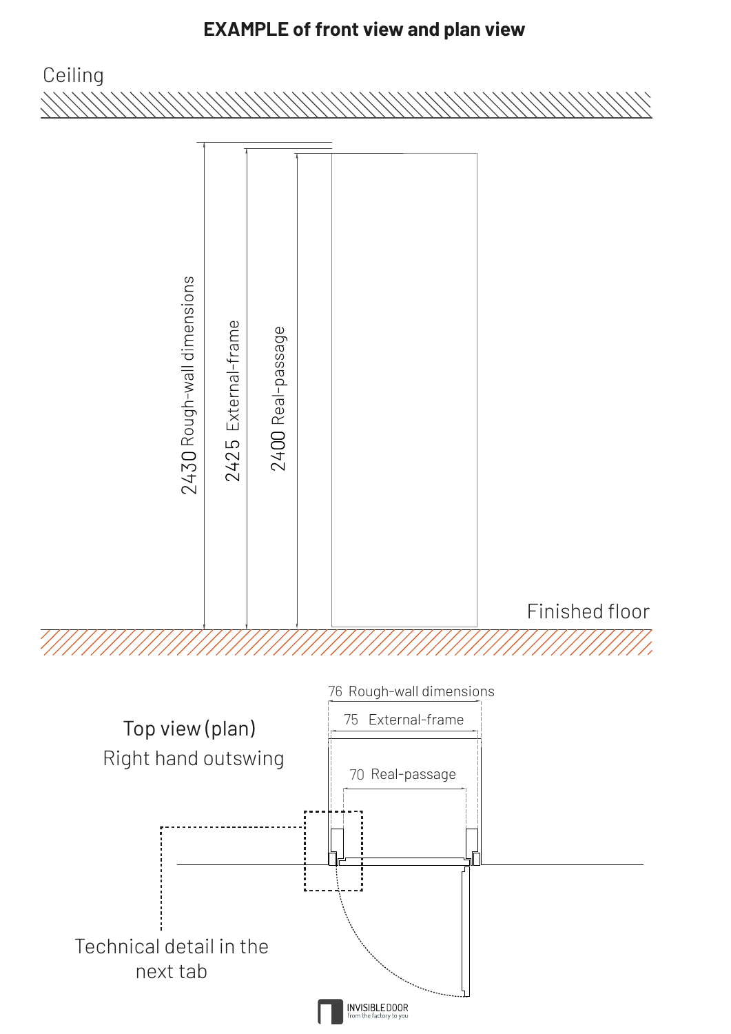# EXAMPLE of front view and plan view

Ceiling

2430 Rough-wall dimensions

2425 External-frame

2400 Real-passage

Finished floor

76 Rough-wall dimensions

75 External-frame

70 Real-passage

Top view (plan)

Right hand outswing

Technical detail in the next tab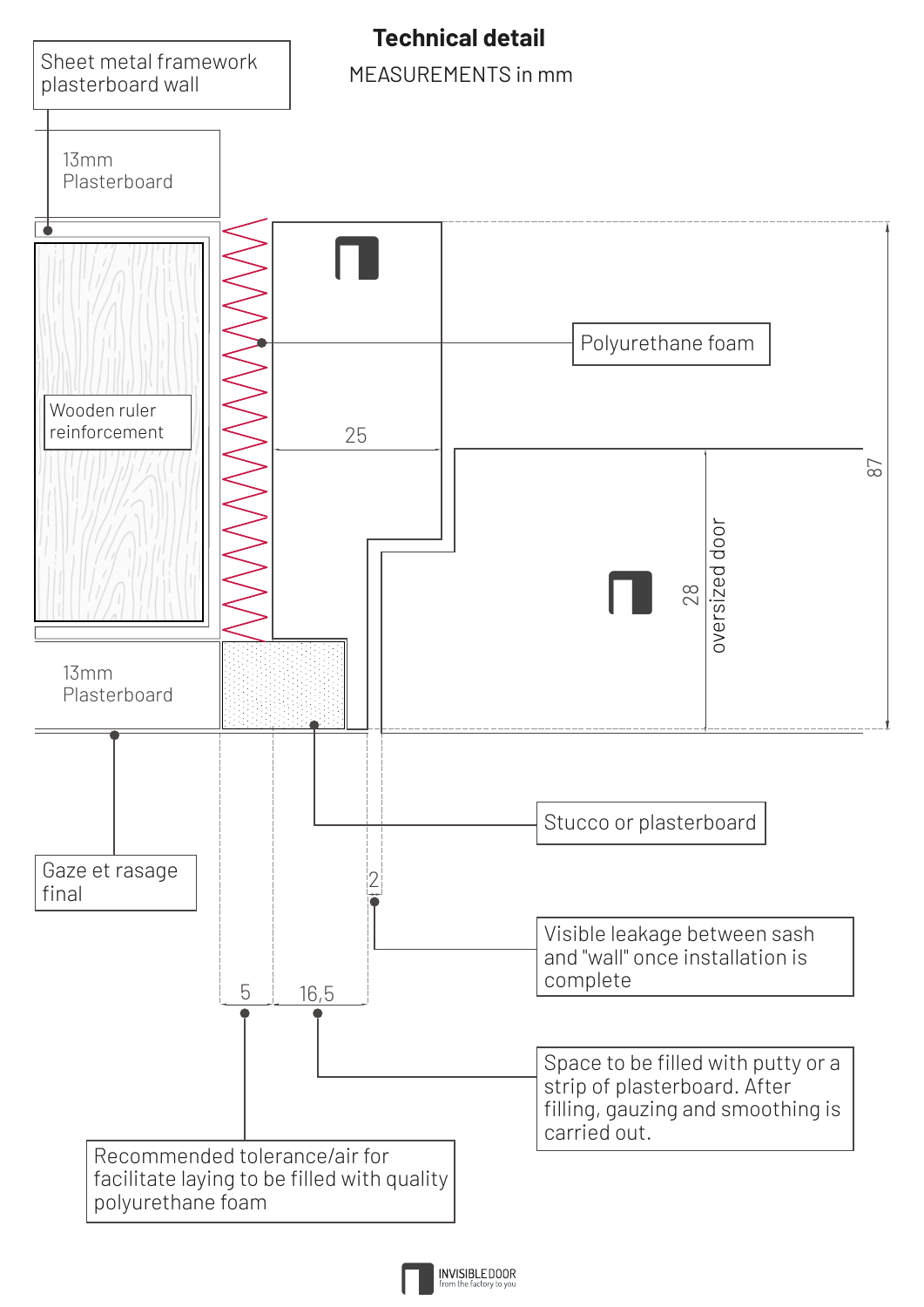# Technical detail

MEASUREMENTS in mm

Sheet metal framework plasterboard wall

13mm Plasterboard

Wooden ruler reinforcement

Polyurethane foam

25

87

28

oversized door

13mm Plasterboard

Stucco or plasterboard

Gaze et rasage final

2

Visible leakage between sash and "wall" once installation is complete

5

16,5

Space to be filled with putty or a strip of plasterboard. After filling, gauzing and smoothing is carried out.

Recommended tolerance/air for facilitate laying to be filled with quality polyurethane foam

INVISIBLEDOOR from the factory to you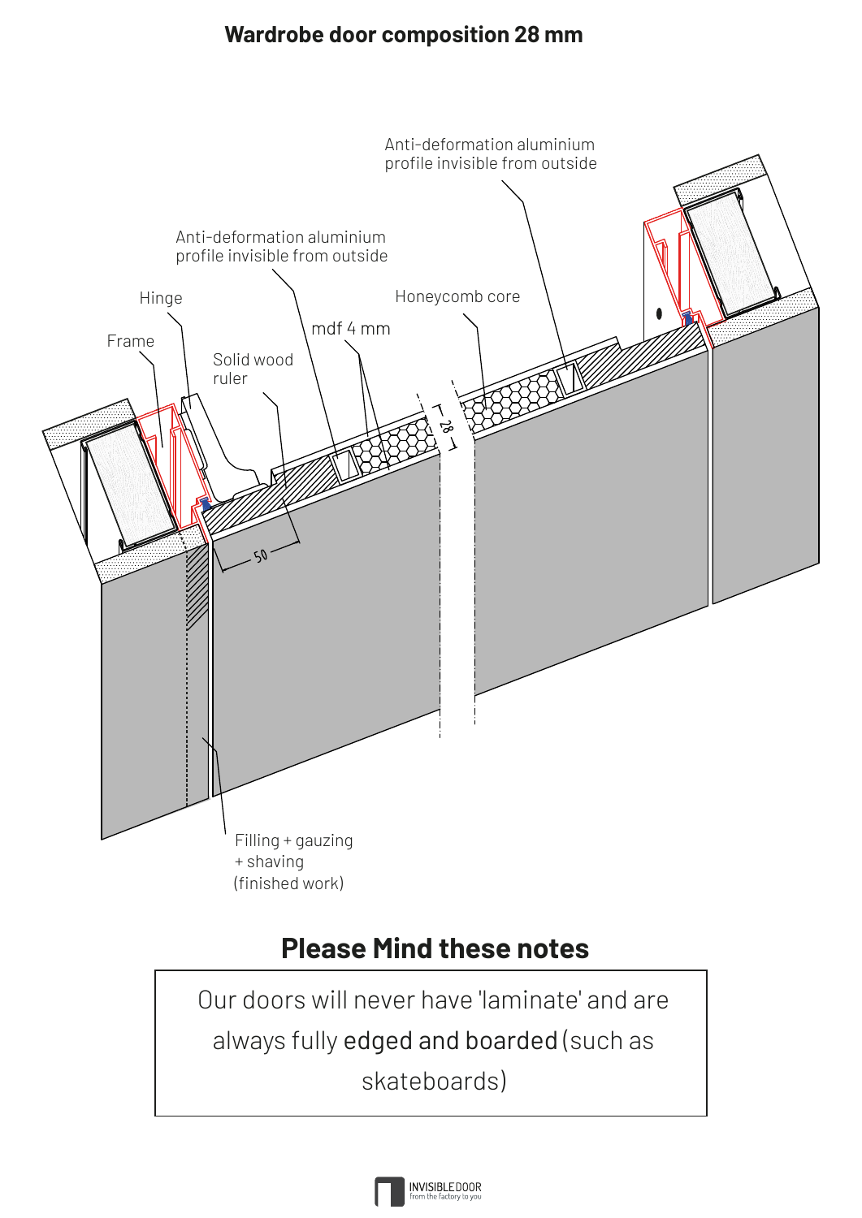# Wardrobe door composition 28 mm

Anti-deformation aluminium profile invisible from outside

Anti-deformation aluminium profile invisible from outside

Hinge

Honeycomb core

mdf 4 mm

Frame

Solid wood ruler

28

50

Filling + gauzing + shaving (finished work)

## Please Mind these notes

Our doors will never have 'laminate' and are always fully edged and boarded (such as skateboards)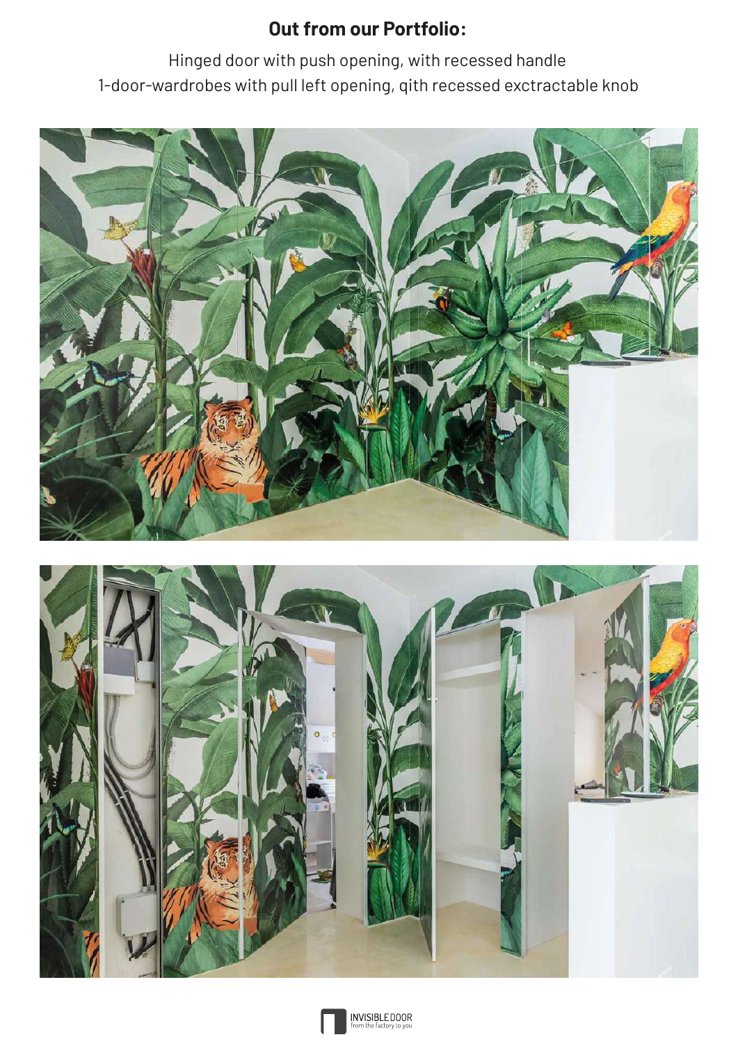## Out from our Portfolio:

Hinged door with push opening, with recessed handle

1-door-wardrobes with pull left opening, qith recessed exctractable knob